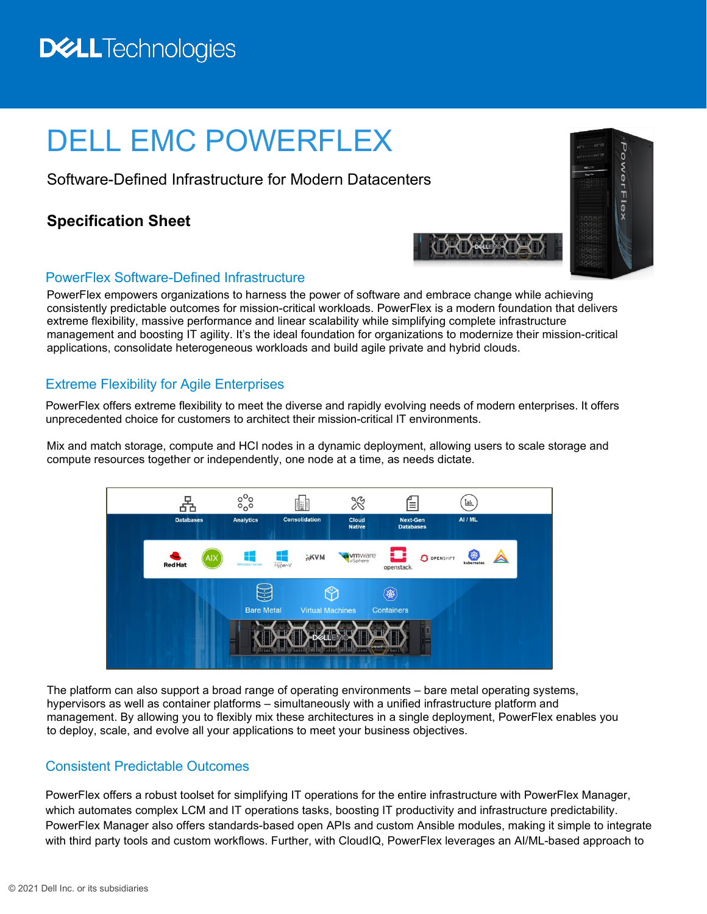# DELL EMC POWERFLEX

Software-Defined Infrastructure for Modern Datacenters

**Specification Sheet**

## PowerFlex Software-Defined Infrastructure

PowerFlex empowers organizations to harness the power of software and embrace change while achieving consistently predictable outcomes for mission-critical workloads. PowerFlex is a modern foundation that delivers extreme flexibility, massive performance and linear scalability while simplifying complete infrastructure management and boosting IT agility. It's the ideal foundation for organizations to modernize their mission-critical applications, consolidate heterogeneous workloads and build agile private and hybrid clouds.

## Extreme Flexibility for Agile Enterprises

PowerFlex offers extreme flexibility to meet the diverse and rapidly evolving needs of modern enterprises. It offers unprecedented choice for customers to architect their mission-critical IT environments.

Mix and match storage, compute and HCI nodes in a dynamic deployment, allowing users to scale storage and compute resources together or independently, one node at a time, as needs dictate.

The platform can also support a broad range of operating environments – bare metal operating systems, hypervisors as well as container platforms – simultaneously with a unified infrastructure platform and management. By allowing you to flexibly mix these architectures in a single deployment, PowerFlex enables you to deploy, scale, and evolve all your applications to meet your business objectives.

## Consistent Predictable Outcomes

PowerFlex offers a robust toolset for simplifying IT operations for the entire infrastructure with PowerFlex Manager, which automates complex LCM and IT operations tasks, boosting IT productivity and infrastructure predictability. PowerFlex Manager also offers standards-based open APIs and custom Ansible modules, making it simple to integrate with third party tools and custom workflows. Further, with CloudIQ, PowerFlex leverages an AI/ML-based approach to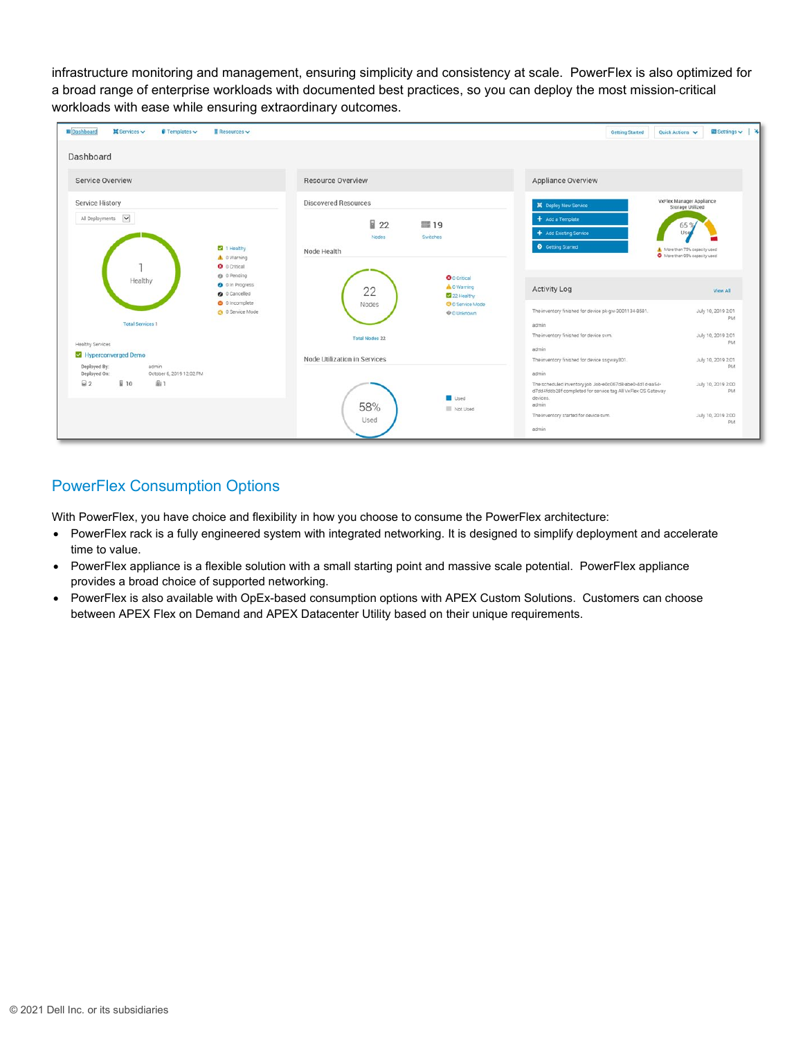infrastructure monitoring and management, ensuring simplicity and consistency at scale. PowerFlex is also optimized for a broad range of enterprise workloads with documented best practices, so you can deploy the most mission-critical workloads with ease while ensuring extraordinary outcomes.

## PowerFlex Consumption Options

With PowerFlex, you have choice and flexibility in how you choose to consume the PowerFlex architecture:

- PowerFlex rack is a fully engineered system with integrated networking. It is designed to simplify deployment and accelerate time to value.
- PowerFlex appliance is a flexible solution with a small starting point and massive scale potential. PowerFlex appliance provides a broad choice of supported networking.
- PowerFlex is also available with OpEx-based consumption options with APEX Custom Solutions. Customers can choose between APEX Flex on Demand and APEX Datacenter Utility based on their unique requirements.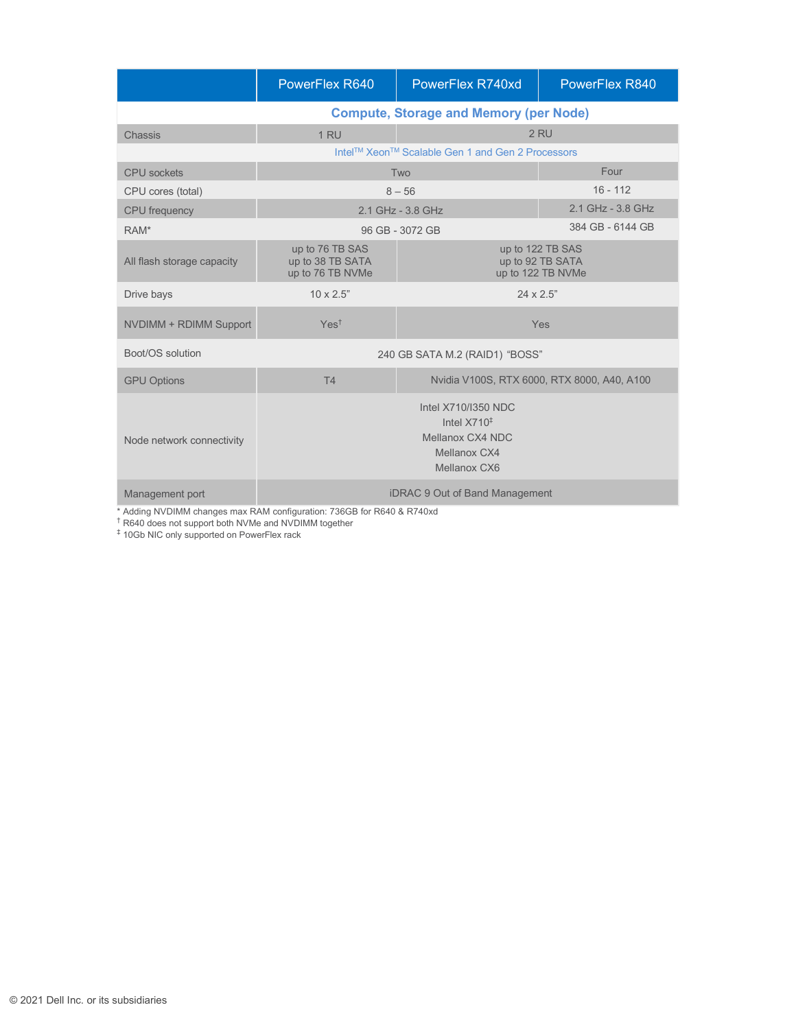| | PowerFlex R640 | PowerFlex R740xd | PowerFlex R840 |
|---|---|---|---|
| **Compute, Storage and Memory (per Node)** | | | |
| Chassis | 1 RU | 2 RU | |
| Intel™ Xeon™ Scalable Gen 1 and Gen 2 Processors | | | |
| CPU sockets | Two | | Four |
| CPU cores (total) | 8 – 56 | | 16 - 112 |
| CPU frequency | 2.1 GHz - 3.8 GHz | | 2.1 GHz - 3.8 GHz |
| RAM* | 96 GB - 3072 GB | | 384 GB - 6144 GB |
| All flash storage capacity | up to 76 TB SAS<br>up to 38 TB SATA<br>up to 76 TB NVMe | up to 122 TB SAS<br>up to 92 TB SATA<br>up to 122 TB NVMe | |
| Drive bays | 10 x 2.5" | 24 x 2.5" | |
| NVDIMM + RDIMM Support | Yes† | Yes | |
| Boot/OS solution | 240 GB SATA M.2 (RAID1) "BOSS" | | |
| GPU Options | T4 | Nvidia V100S, RTX 6000, RTX 8000, A40, A100 | |
| Node network connectivity | Intel X710/I350 NDC<br>Intel X710‡<br>Mellanox CX4 NDC<br>Mellanox CX4<br>Mellanox CX6 | | |
| Management port | iDRAC 9 Out of Band Management | | |

* Adding NVDIMM changes max RAM configuration: 736GB for R640 & R740xd

† R640 does not support both NVMe and NVDIMM together

‡ 10Gb NIC only supported on PowerFlex rack

© 2021 Dell Inc. or its subsidiaries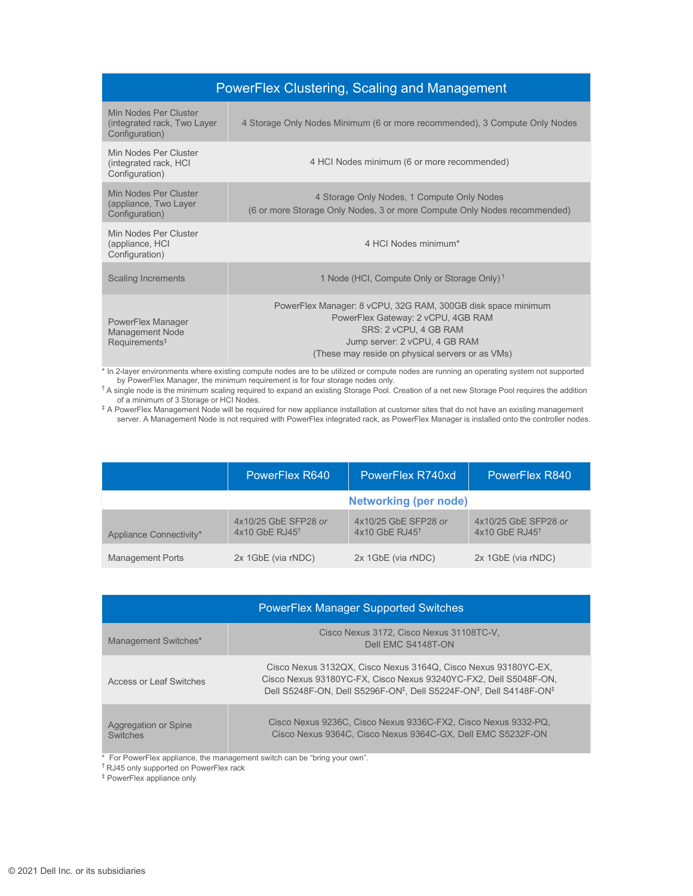| PowerFlex Clustering, Scaling and Management | |
|---|---|
| Min Nodes Per Cluster (integrated rack, Two Layer Configuration) | 4 Storage Only Nodes Minimum (6 or more recommended), 3 Compute Only Nodes |
| Min Nodes Per Cluster (integrated rack, HCI Configuration) | 4 HCI Nodes minimum (6 or more recommended) |
| Min Nodes Per Cluster (appliance, Two Layer Configuration) | 4 Storage Only Nodes, 1 Compute Only Nodes<br>(6 or more Storage Only Nodes, 3 or more Compute Only Nodes recommended) |
| Min Nodes Per Cluster (appliance, HCI Configuration) | 4 HCI Nodes minimum* |
| Scaling Increments | 1 Node (HCI, Compute Only or Storage Only) † |
| PowerFlex Manager Management Node Requirements‡ | PowerFlex Manager: 8 vCPU, 32G RAM, 300GB disk space minimum<br>PowerFlex Gateway: 2 vCPU, 4GB RAM<br>SRS: 2 vCPU, 4 GB RAM<br>Jump server: 2 vCPU, 4 GB RAM<br>(These may reside on physical servers or as VMs) |

\* In 2-layer environments where existing compute nodes are to be utilized or compute nodes are running an operating system not supported by PowerFlex Manager, the minimum requirement is for four storage nodes only.

† A single node is the minimum scaling required to expand an existing Storage Pool. Creation of a net new Storage Pool requires the addition of a minimum of 3 Storage or HCI Nodes.

‡ A PowerFlex Management Node will be required for new appliance installation at customer sites that do not have an existing management server. A Management Node is not required with PowerFlex integrated rack, as PowerFlex Manager is installed onto the controller nodes.

| | PowerFlex R640 | PowerFlex R740xd | PowerFlex R840 |
|---|---|---|---|
| | **Networking (per node)** | | |
| Appliance Connectivity* | 4x10/25 GbE SFP28 *or* 4x10 GbE RJ45† | 4x10/25 GbE SFP28 *or* 4x10 GbE RJ45† | 4x10/25 GbE SFP28 *or* 4x10 GbE RJ45† |
| Management Ports | 2x 1GbE (via rNDC) | 2x 1GbE (via rNDC) | 2x 1GbE (via rNDC) |

| PowerFlex Manager Supported Switches | |
|---|---|
| Management Switches* | Cisco Nexus 3172, Cisco Nexus 31108TC-V, Dell EMC S4148T-ON |
| Access or Leaf Switches | Cisco Nexus 3132QX, Cisco Nexus 3164Q, Cisco Nexus 93180YC-EX, Cisco Nexus 93180YC-FX, Cisco Nexus 93240YC-FX2, Dell S5048F-ON, Dell S5248F-ON, Dell S5296F-ON‡, Dell S5224F-ON‡, Dell S4148F-ON‡ |
| Aggregation or Spine Switches | Cisco Nexus 9236C, Cisco Nexus 9336C-FX2, Cisco Nexus 9332-PQ, Cisco Nexus 9364C, Cisco Nexus 9364C-GX, Dell EMC S5232F-ON |

\* For PowerFlex appliance, the management switch can be "bring your own".

† RJ45 only supported on PowerFlex rack

‡ PowerFlex appliance only

© 2021 Dell Inc. or its subsidiaries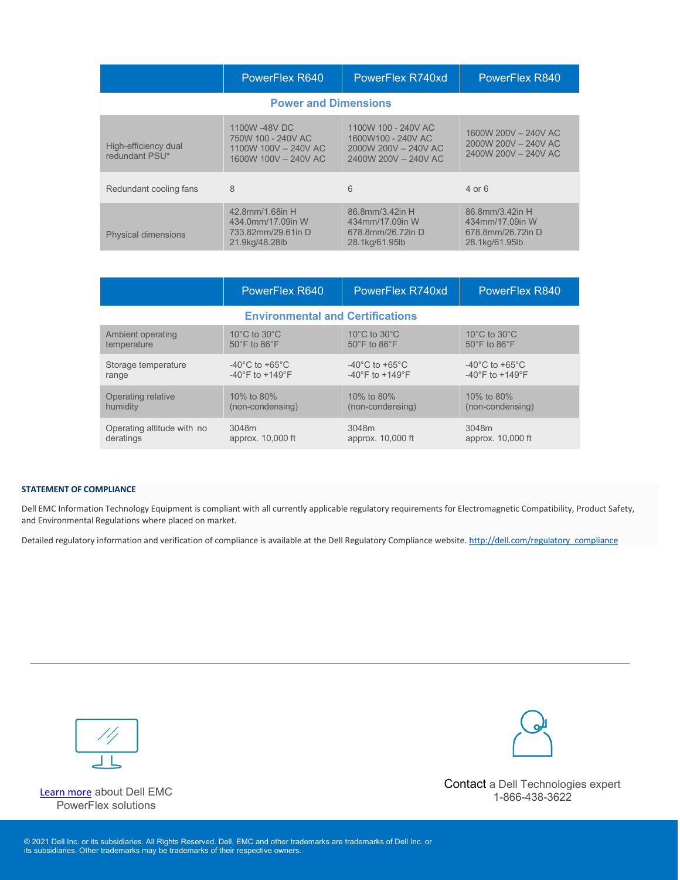| | PowerFlex R640 | PowerFlex R740xd | PowerFlex R840 |
|---|---|---|---|
| **Power and Dimensions** | | | |
| High-efficiency dual redundant PSU* | 1100W -48V DC<br>750W 100 - 240V AC<br>1100W 100V – 240V AC<br>1600W 100V – 240V AC | 1100W 100 - 240V AC<br>1600W100 - 240V AC<br>2000W 200V – 240V AC<br>2400W 200V – 240V AC | 1600W 200V – 240V AC<br>2000W 200V – 240V AC<br>2400W 200V – 240V AC |
| Redundant cooling fans | 8 | 6 | 4 or 6 |
| Physical dimensions | 42.8mm/1.68in H<br>434.0mm/17.09in W<br>733.82mm/29.61in D<br>21.9kg/48.28lb | 86.8mm/3.42in H<br>434mm/17.09in W<br>678.8mm/26.72in D<br>28.1kg/61.95lb | 86.8mm/3.42in H<br>434mm/17.09in W<br>678.8mm/26.72in D<br>28.1kg/61.95lb |

| | PowerFlex R640 | PowerFlex R740xd | PowerFlex R840 |
|---|---|---|---|
| **Environmental and Certifications** | | | |
| Ambient operating temperature | 10°C to 30°C<br>50°F to 86°F | 10°C to 30°C<br>50°F to 86°F | 10°C to 30°C<br>50°F to 86°F |
| Storage temperature range | -40°C to +65°C<br>-40°F to +149°F | -40°C to +65°C<br>-40°F to +149°F | -40°C to +65°C<br>-40°F to +149°F |
| Operating relative humidity | 10% to 80%<br>(non-condensing) | 10% to 80%<br>(non-condensing) | 10% to 80%<br>(non-condensing) |
| Operating altitude with no deratings | 3048m<br>approx. 10,000 ft | 3048m<br>approx. 10,000 ft | 3048m<br>approx. 10,000 ft |

**STATEMENT OF COMPLIANCE**

Dell EMC Information Technology Equipment is compliant with all currently applicable regulatory requirements for Electromagnetic Compatibility, Product Safety, and Environmental Regulations where placed on market.

Detailed regulatory information and verification of compliance is available at the Dell Regulatory Compliance website. http://dell.com/regulatory_compliance

---

Learn more about Dell EMC PowerFlex solutions

Contact a Dell Technologies expert
1-866-438-3622

© 2021 Dell Inc. or its subsidiaries. All Rights Reserved. Dell, EMC and other trademarks are trademarks of Dell Inc. or its subsidiaries. Other trademarks may be trademarks of their respective owners.